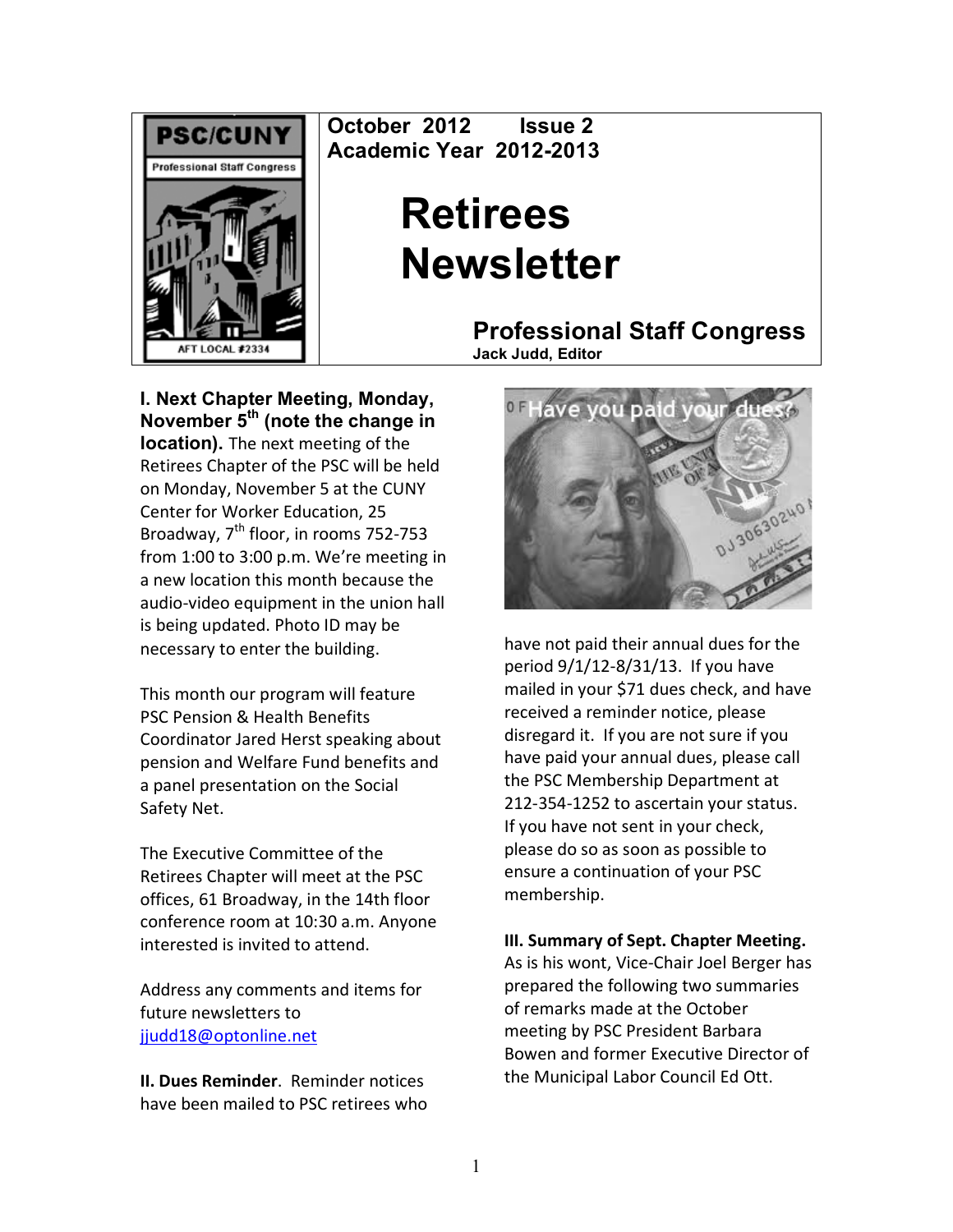**October 2012 Issue 2**
**Academic Year 2012-2013**

# Retirees Newsletter

## Professional Staff Congress

**Jack Judd, Editor**

**I. Next Chapter Meeting, Monday, November 5th (note the change in location).** The next meeting of the Retirees Chapter of the PSC will be held on Monday, November 5 at the CUNY Center for Worker Education, 25 Broadway, 7th floor, in rooms 752-753 from 1:00 to 3:00 p.m. We're meeting in a new location this month because the audio-video equipment in the union hall is being updated. Photo ID may be necessary to enter the building.

This month our program will feature PSC Pension & Health Benefits Coordinator Jared Herst speaking about pension and Welfare Fund benefits and a panel presentation on the Social Safety Net.

The Executive Committee of the Retirees Chapter will meet at the PSC offices, 61 Broadway, in the 14th floor conference room at 10:30 a.m. Anyone interested is invited to attend.

Address any comments and items for future newsletters to jjudd18@optonline.net

**II. Dues Reminder**. Reminder notices have been mailed to PSC retirees who have not paid their annual dues for the period 9/1/12-8/31/13. If you have mailed in your $71 dues check, and have received a reminder notice, please disregard it. If you are not sure if you have paid your annual dues, please call the PSC Membership Department at 212-354-1252 to ascertain your status. If you have not sent in your check, please do so as soon as possible to ensure a continuation of your PSC membership.

**III. Summary of Sept. Chapter Meeting.** As is his wont, Vice-Chair Joel Berger has prepared the following two summaries of remarks made at the October meeting by PSC President Barbara Bowen and former Executive Director of the Municipal Labor Council Ed Ott.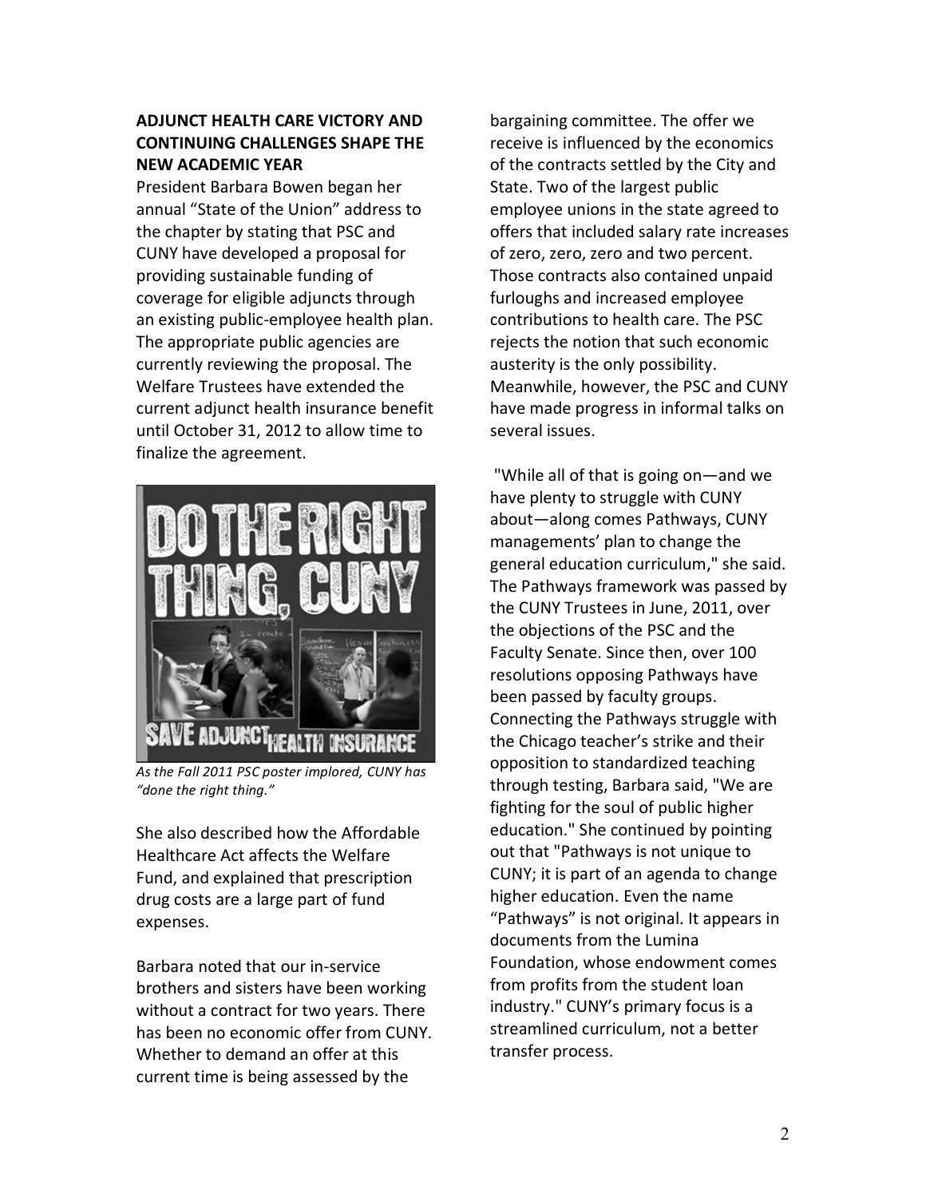**ADJUNCT HEALTH CARE VICTORY AND CONTINUING CHALLENGES SHAPE THE NEW ACADEMIC YEAR**

President Barbara Bowen began her annual "State of the Union" address to the chapter by stating that PSC and CUNY have developed a proposal for providing sustainable funding of coverage for eligible adjuncts through an existing public-employee health plan. The appropriate public agencies are currently reviewing the proposal. The Welfare Trustees have extended the current adjunct health insurance benefit until October 31, 2012 to allow time to finalize the agreement.

*As the Fall 2011 PSC poster implored, CUNY has "done the right thing."*

She also described how the Affordable Healthcare Act affects the Welfare Fund, and explained that prescription drug costs are a large part of fund expenses.

Barbara noted that our in-service brothers and sisters have been working without a contract for two years. There has been no economic offer from CUNY. Whether to demand an offer at this current time is being assessed by the bargaining committee. The offer we receive is influenced by the economics of the contracts settled by the City and State. Two of the largest public employee unions in the state agreed to offers that included salary rate increases of zero, zero, zero and two percent. Those contracts also contained unpaid furloughs and increased employee contributions to health care. The PSC rejects the notion that such economic austerity is the only possibility. Meanwhile, however, the PSC and CUNY have made progress in informal talks on several issues.

"While all of that is going on—and we have plenty to struggle with CUNY about—along comes Pathways, CUNY managements' plan to change the general education curriculum," she said. The Pathways framework was passed by the CUNY Trustees in June, 2011, over the objections of the PSC and the Faculty Senate. Since then, over 100 resolutions opposing Pathways have been passed by faculty groups. Connecting the Pathways struggle with the Chicago teacher's strike and their opposition to standardized teaching through testing, Barbara said, "We are fighting for the soul of public higher education." She continued by pointing out that "Pathways is not unique to CUNY; it is part of an agenda to change higher education. Even the name "Pathways" is not original. It appears in documents from the Lumina Foundation, whose endowment comes from profits from the student loan industry." CUNY's primary focus is a streamlined curriculum, not a better transfer process.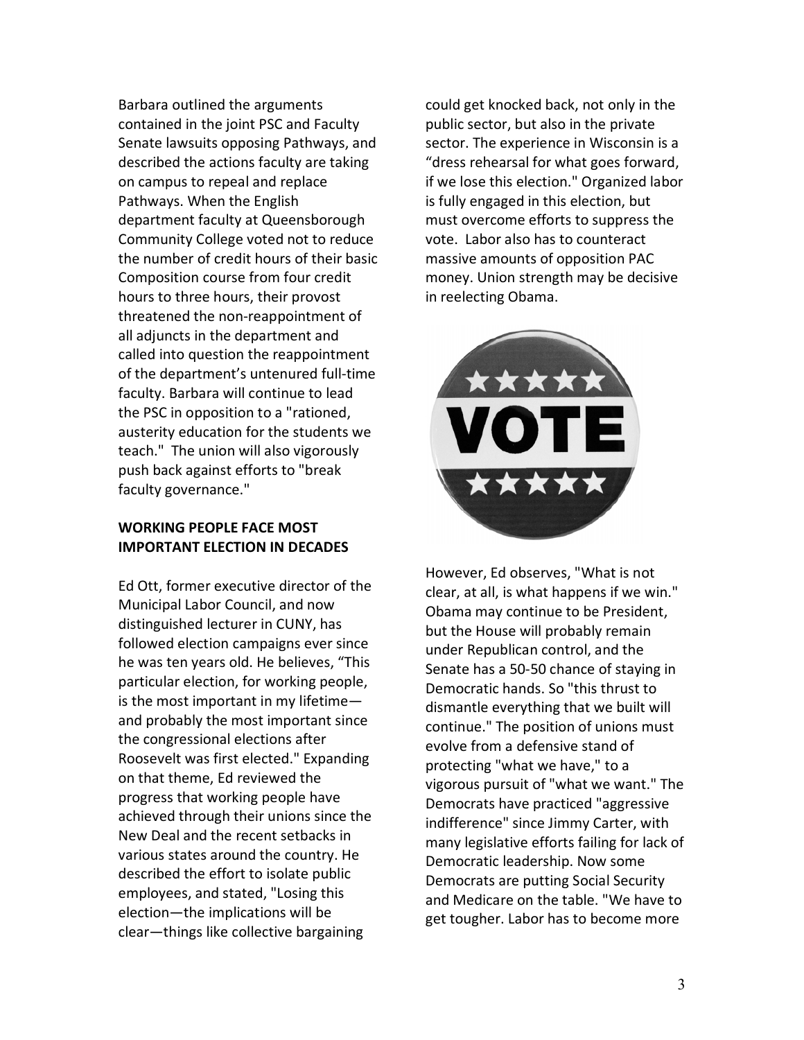Barbara outlined the arguments contained in the joint PSC and Faculty Senate lawsuits opposing Pathways, and described the actions faculty are taking on campus to repeal and replace Pathways. When the English department faculty at Queensborough Community College voted not to reduce the number of credit hours of their basic Composition course from four credit hours to three hours, their provost threatened the non-reappointment of all adjuncts in the department and called into question the reappointment of the department's untenured full-time faculty. Barbara will continue to lead the PSC in opposition to a "rationed, austerity education for the students we teach." The union will also vigorously push back against efforts to "break faculty governance."

**WORKING PEOPLE FACE MOST IMPORTANT ELECTION IN DECADES**

Ed Ott, former executive director of the Municipal Labor Council, and now distinguished lecturer in CUNY, has followed election campaigns ever since he was ten years old. He believes, "This particular election, for working people, is the most important in my lifetime—and probably the most important since the congressional elections after Roosevelt was first elected." Expanding on that theme, Ed reviewed the progress that working people have achieved through their unions since the New Deal and the recent setbacks in various states around the country. He described the effort to isolate public employees, and stated, "Losing this election—the implications will be clear—things like collective bargaining could get knocked back, not only in the public sector, but also in the private sector. The experience in Wisconsin is a "dress rehearsal for what goes forward, if we lose this election." Organized labor is fully engaged in this election, but must overcome efforts to suppress the vote. Labor also has to counteract massive amounts of opposition PAC money. Union strength may be decisive in reelecting Obama.

However, Ed observes, "What is not clear, at all, is what happens if we win." Obama may continue to be President, but the House will probably remain under Republican control, and the Senate has a 50-50 chance of staying in Democratic hands. So "this thrust to dismantle everything that we built will continue." The position of unions must evolve from a defensive stand of protecting "what we have," to a vigorous pursuit of "what we want." The Democrats have practiced "aggressive indifference" since Jimmy Carter, with many legislative efforts failing for lack of Democratic leadership. Now some Democrats are putting Social Security and Medicare on the table. "We have to get tougher. Labor has to become more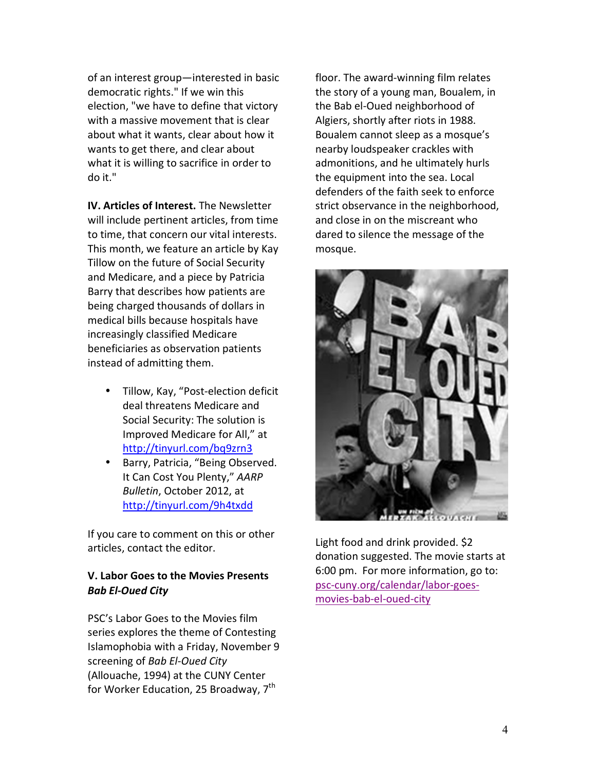of an interest group—interested in basic democratic rights." If we win this election, "we have to define that victory with a massive movement that is clear about what it wants, clear about how it wants to get there, and clear about what it is willing to sacrifice in order to do it."

**IV. Articles of Interest.** The Newsletter will include pertinent articles, from time to time, that concern our vital interests. This month, we feature an article by Kay Tillow on the future of Social Security and Medicare, and a piece by Patricia Barry that describes how patients are being charged thousands of dollars in medical bills because hospitals have increasingly classified Medicare beneficiaries as observation patients instead of admitting them.

- Tillow, Kay, "Post-election deficit deal threatens Medicare and Social Security: The solution is Improved Medicare for All," at http://tinyurl.com/bq9zrn3
- Barry, Patricia, "Being Observed. It Can Cost You Plenty," *AARP Bulletin*, October 2012, at http://tinyurl.com/9h4txdd

If you care to comment on this or other articles, contact the editor.

**V. Labor Goes to the Movies Presents *Bab El-Oued City***

PSC's Labor Goes to the Movies film series explores the theme of Contesting Islamophobia with a Friday, November 9 screening of *Bab El-Oued City* (Allouache, 1994) at the CUNY Center for Worker Education, 25 Broadway, 7th floor. The award-winning film relates the story of a young man, Boualem, in the Bab el-Oued neighborhood of Algiers, shortly after riots in 1988. Boualem cannot sleep as a mosque's nearby loudspeaker crackles with admonitions, and he ultimately hurls the equipment into the sea. Local defenders of the faith seek to enforce strict observance in the neighborhood, and close in on the miscreant who dared to silence the message of the mosque.

Light food and drink provided. $2 donation suggested. The movie starts at 6:00 pm. For more information, go to: psc-cuny.org/calendar/labor-goes-movies-bab-el-oued-city